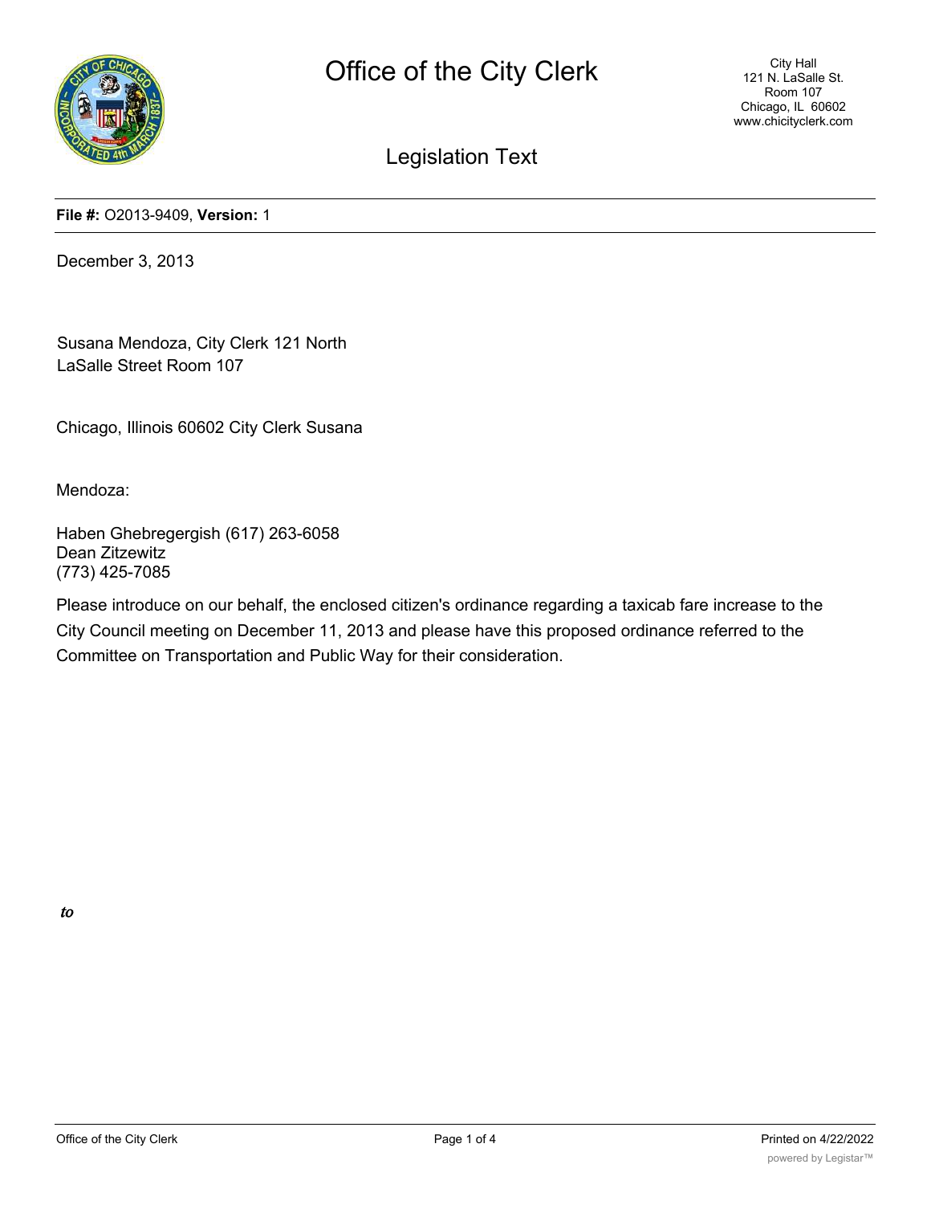# Office of the City Clerk

City Hall
121 N. LaSalle St.
Room 107
Chicago, IL 60602
www.chicityclerk.com

## Legislation Text

**File #:** O2013-9409, **Version:** 1

December 3, 2013

Susana Mendoza, City Clerk 121 North
LaSalle Street Room 107

Chicago, Illinois 60602 City Clerk Susana

Mendoza:

Haben Ghebregergish (617) 263-6058
Dean Zitzewitz
(773) 425-7085

Please introduce on our behalf, the enclosed citizen's ordinance regarding a taxicab fare increase to the City Council meeting on December 11, 2013 and please have this proposed ordinance referred to the Committee on Transportation and Public Way for their consideration.

*to*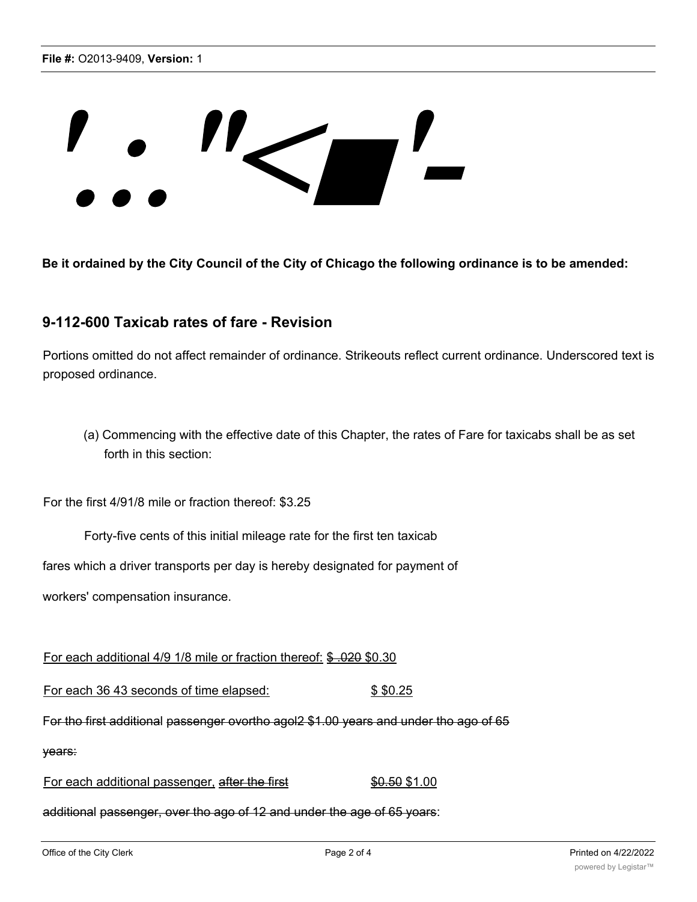**Be it ordained by the City Council of the City of Chicago the following ordinance is to be amended:**

## 9-112-600 Taxicab rates of fare - Revision

Portions omitted do not affect remainder of ordinance. Strikeouts reflect current ordinance. Underscored text is proposed ordinance.

(a) Commencing with the effective date of this Chapter, the rates of Fare for taxicabs shall be as set forth in this section:

For the first 4/91/8 mile or fraction thereof: $3.25

Forty-five cents of this initial mileage rate for the first ten taxicab fares which a driver transports per day is hereby designated for payment of workers' compensation insurance.

For each additional 4/9 1/8 mile or fraction thereof: ~~$ .020~~ $0.30

For each 36 43 seconds of time elapsed: $ $0.25

~~For tho first additional passenger overtho agol2 $1.00 years and under tho ago of 65 years:~~

For each additional passenger, ~~after the first~~ ~~$0.50~~ $1.00

~~additional passenger, over tho ago of 12 and under the age of 65 years~~: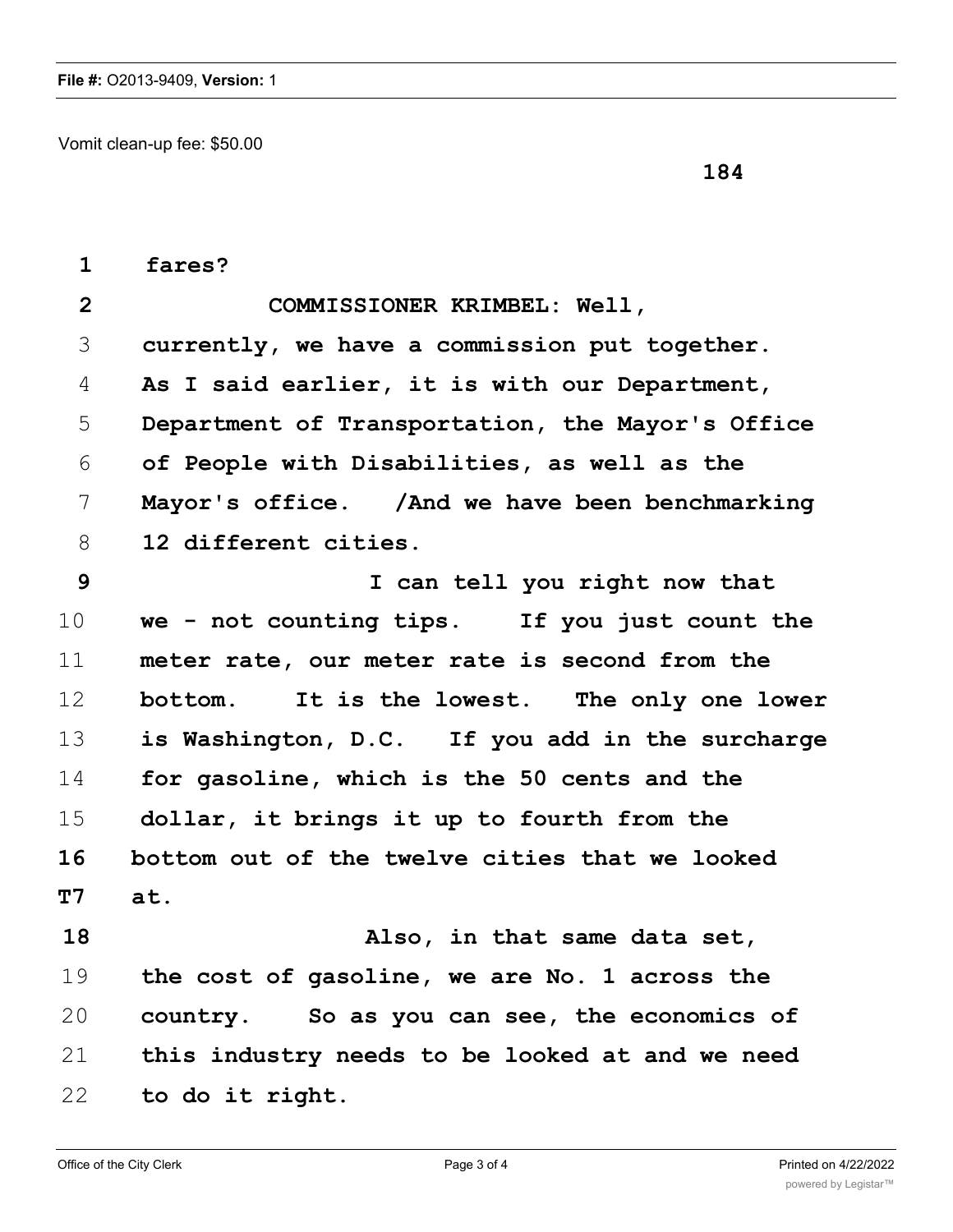Vomit clean-up fee: $50.00

184

1 fares?

2 COMMISSIONER KRIMBEL: Well,

3 currently, we have a commission put together.

4 As I said earlier, it is with our Department,

5 Department of Transportation, the Mayor's Office

6 of People with Disabilities, as well as the

7 Mayor's office. /And we have been benchmarking

8 12 different cities.

9 I can tell you right now that

10 we - not counting tips. If you just count the

11 meter rate, our meter rate is second from the

12 bottom. It is the lowest. The only one lower

13 is Washington, D.C. If you add in the surcharge

14 for gasoline, which is the 50 cents and the

15 dollar, it brings it up to fourth from the

16 bottom out of the twelve cities that we looked

T7 at.

18 Also, in that same data set,

19 the cost of gasoline, we are No. 1 across the

20 country. So as you can see, the economics of

21 this industry needs to be looked at and we need

22 to do it right.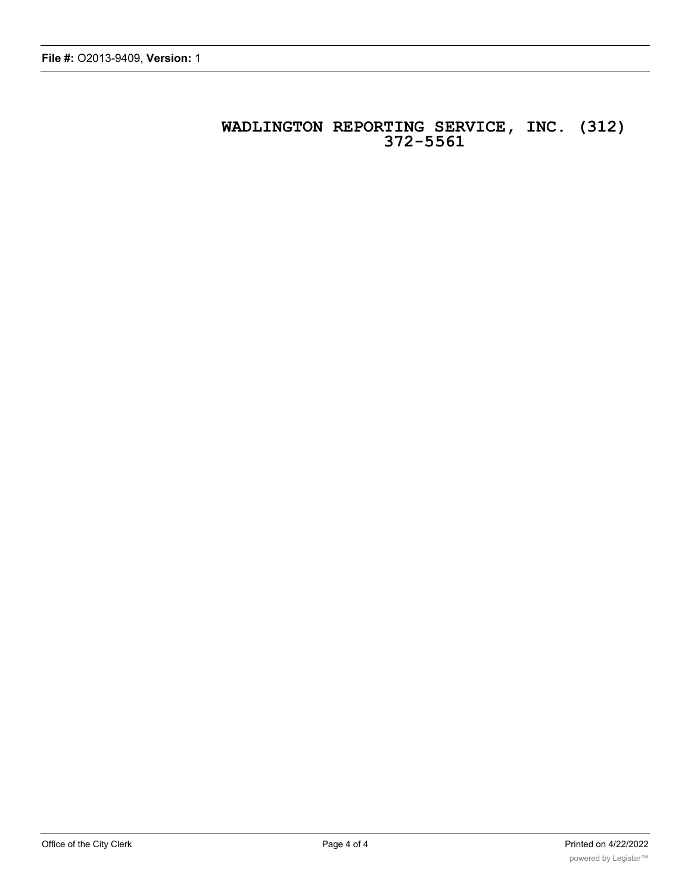**WADLINGTON REPORTING SERVICE, INC. (312) 372-5561**